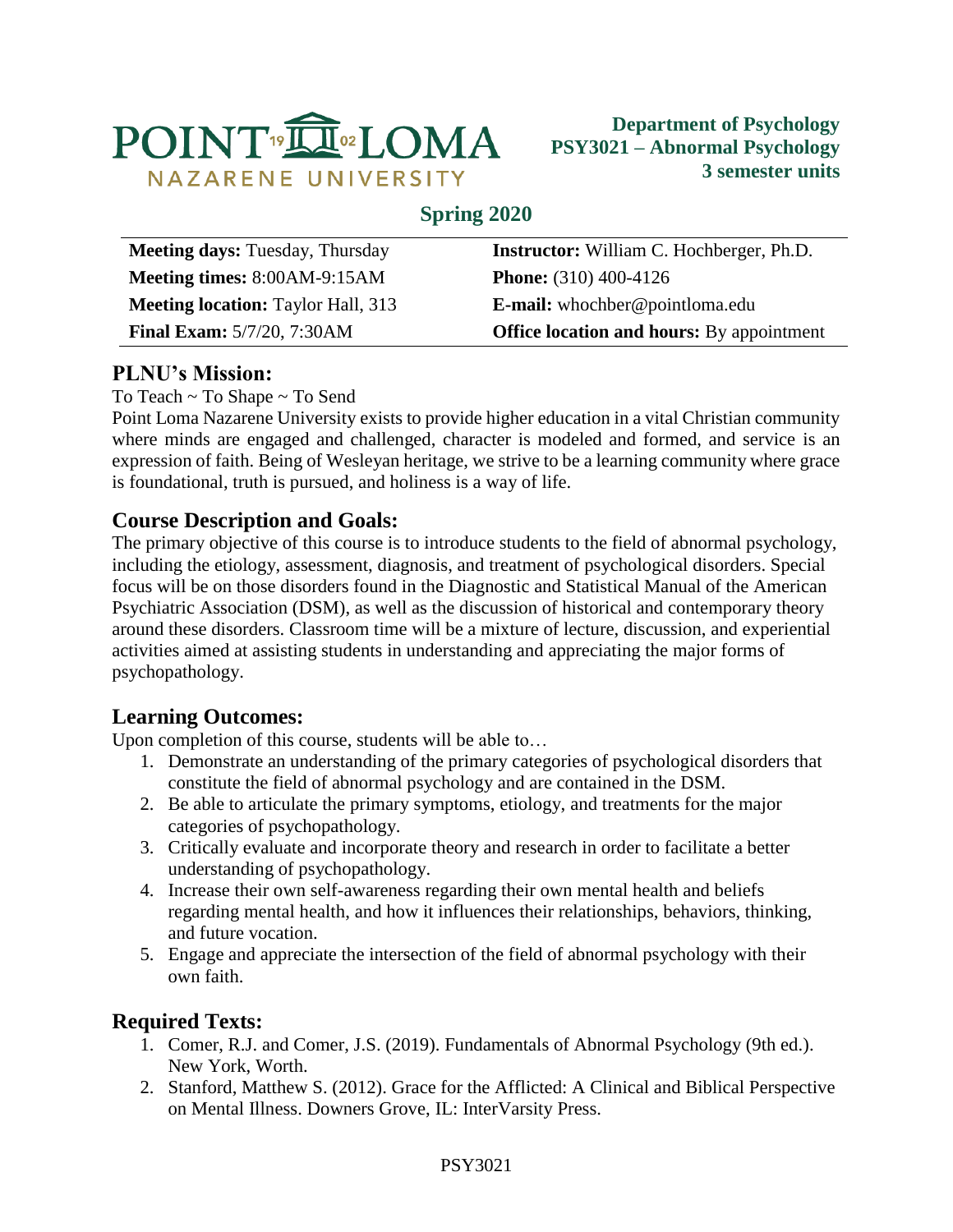# POINT LOMA NAZARENE UNIVERSITY

**Department of Psychology**
**PSY3021 – Abnormal Psychology**
**3 semester units**

## Spring 2020

| | |
|---|---|
| **Meeting days:** Tuesday, Thursday | **Instructor:** William C. Hochberger, Ph.D. |
| **Meeting times:** 8:00AM-9:15AM | **Phone:** (310) 400-4126 |
| **Meeting location:** Taylor Hall, 313 | **E-mail:** whochber@pointloma.edu |
| **Final Exam:** 5/7/20, 7:30AM | **Office location and hours:** By appointment |

## PLNU's Mission:

To Teach ~ To Shape ~ To Send

Point Loma Nazarene University exists to provide higher education in a vital Christian community where minds are engaged and challenged, character is modeled and formed, and service is an expression of faith. Being of Wesleyan heritage, we strive to be a learning community where grace is foundational, truth is pursued, and holiness is a way of life.

## Course Description and Goals:

The primary objective of this course is to introduce students to the field of abnormal psychology, including the etiology, assessment, diagnosis, and treatment of psychological disorders. Special focus will be on those disorders found in the Diagnostic and Statistical Manual of the American Psychiatric Association (DSM), as well as the discussion of historical and contemporary theory around these disorders. Classroom time will be a mixture of lecture, discussion, and experiential activities aimed at assisting students in understanding and appreciating the major forms of psychopathology.

## Learning Outcomes:

Upon completion of this course, students will be able to…

1. Demonstrate an understanding of the primary categories of psychological disorders that constitute the field of abnormal psychology and are contained in the DSM.
2. Be able to articulate the primary symptoms, etiology, and treatments for the major categories of psychopathology.
3. Critically evaluate and incorporate theory and research in order to facilitate a better understanding of psychopathology.
4. Increase their own self-awareness regarding their own mental health and beliefs regarding mental health, and how it influences their relationships, behaviors, thinking, and future vocation.
5. Engage and appreciate the intersection of the field of abnormal psychology with their own faith.

## Required Texts:

1. Comer, R.J. and Comer, J.S. (2019). Fundamentals of Abnormal Psychology (9th ed.). New York, Worth.
2. Stanford, Matthew S. (2012). Grace for the Afflicted: A Clinical and Biblical Perspective on Mental Illness. Downers Grove, IL: InterVarsity Press.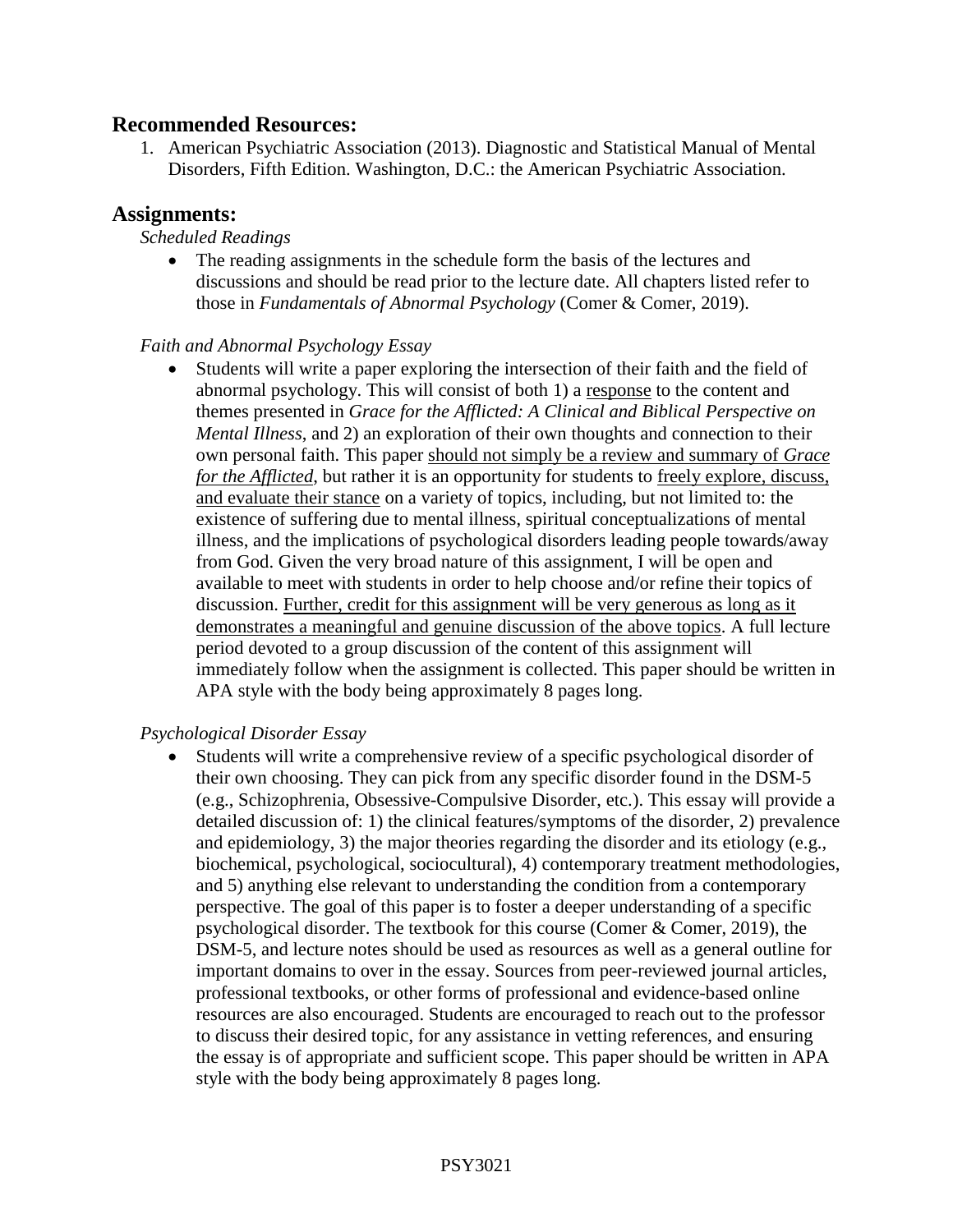## Recommended Resources:

1. American Psychiatric Association (2013). Diagnostic and Statistical Manual of Mental Disorders, Fifth Edition. Washington, D.C.: the American Psychiatric Association.

## Assignments:

*Scheduled Readings*

- The reading assignments in the schedule form the basis of the lectures and discussions and should be read prior to the lecture date. All chapters listed refer to those in *Fundamentals of Abnormal Psychology* (Comer & Comer, 2019).

*Faith and Abnormal Psychology Essay*

- Students will write a paper exploring the intersection of their faith and the field of abnormal psychology. This will consist of both 1) a response to the content and themes presented in *Grace for the Afflicted: A Clinical and Biblical Perspective on Mental Illness*, and 2) an exploration of their own thoughts and connection to their own personal faith. This paper should not simply be a review and summary of *Grace for the Afflicted*, but rather it is an opportunity for students to freely explore, discuss, and evaluate their stance on a variety of topics, including, but not limited to: the existence of suffering due to mental illness, spiritual conceptualizations of mental illness, and the implications of psychological disorders leading people towards/away from God. Given the very broad nature of this assignment, I will be open and available to meet with students in order to help choose and/or refine their topics of discussion. Further, credit for this assignment will be very generous as long as it demonstrates a meaningful and genuine discussion of the above topics. A full lecture period devoted to a group discussion of the content of this assignment will immediately follow when the assignment is collected. This paper should be written in APA style with the body being approximately 8 pages long.

*Psychological Disorder Essay*

- Students will write a comprehensive review of a specific psychological disorder of their own choosing. They can pick from any specific disorder found in the DSM-5 (e.g., Schizophrenia, Obsessive-Compulsive Disorder, etc.). This essay will provide a detailed discussion of: 1) the clinical features/symptoms of the disorder, 2) prevalence and epidemiology, 3) the major theories regarding the disorder and its etiology (e.g., biochemical, psychological, sociocultural), 4) contemporary treatment methodologies, and 5) anything else relevant to understanding the condition from a contemporary perspective. The goal of this paper is to foster a deeper understanding of a specific psychological disorder. The textbook for this course (Comer & Comer, 2019), the DSM-5, and lecture notes should be used as resources as well as a general outline for important domains to over in the essay. Sources from peer-reviewed journal articles, professional textbooks, or other forms of professional and evidence-based online resources are also encouraged. Students are encouraged to reach out to the professor to discuss their desired topic, for any assistance in vetting references, and ensuring the essay is of appropriate and sufficient scope. This paper should be written in APA style with the body being approximately 8 pages long.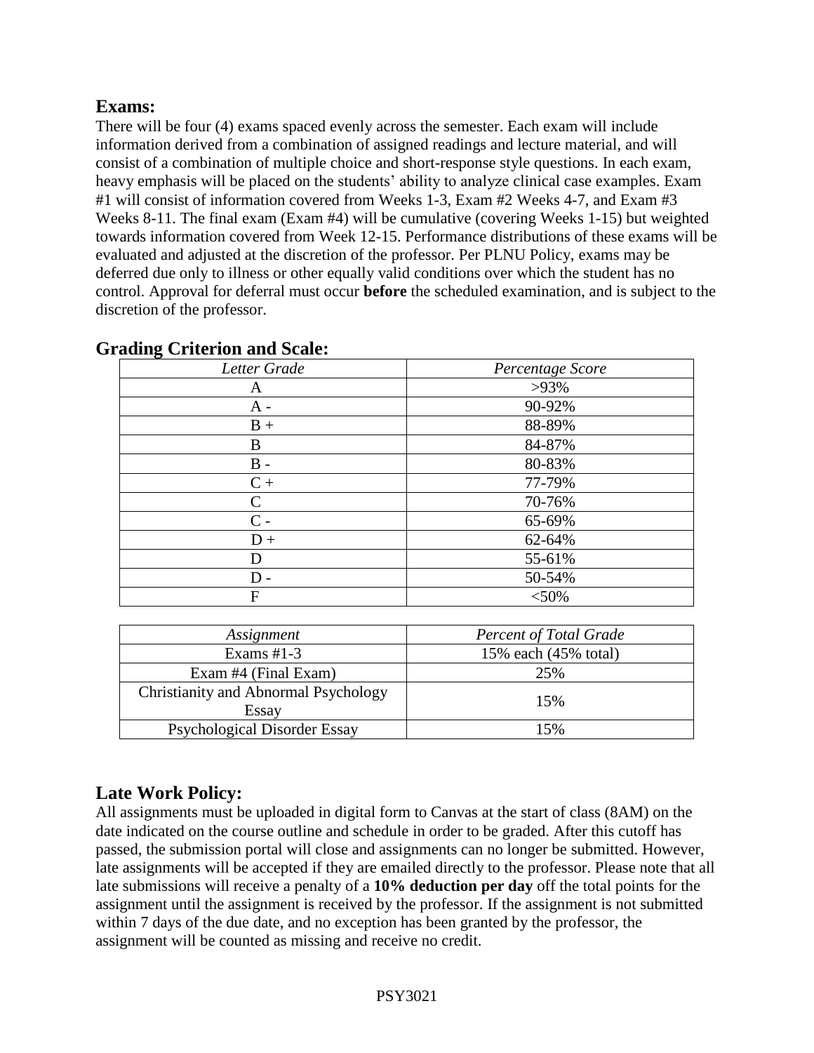## Exams:

There will be four (4) exams spaced evenly across the semester. Each exam will include information derived from a combination of assigned readings and lecture material, and will consist of a combination of multiple choice and short-response style questions. In each exam, heavy emphasis will be placed on the students' ability to analyze clinical case examples. Exam #1 will consist of information covered from Weeks 1-3, Exam #2 Weeks 4-7, and Exam #3 Weeks 8-11. The final exam (Exam #4) will be cumulative (covering Weeks 1-15) but weighted towards information covered from Week 12-15. Performance distributions of these exams will be evaluated and adjusted at the discretion of the professor. Per PLNU Policy, exams may be deferred due only to illness or other equally valid conditions over which the student has no control. Approval for deferral must occur **before** the scheduled examination, and is subject to the discretion of the professor.

## Grading Criterion and Scale:

| *Letter Grade* | *Percentage Score* |
|---|---|
| A | >93% |
| A - | 90-92% |
| B + | 88-89% |
| B | 84-87% |
| B - | 80-83% |
| C + | 77-79% |
| C | 70-76% |
| C - | 65-69% |
| D + | 62-64% |
| D | 55-61% |
| D - | 50-54% |
| F | <50% |

| *Assignment* | *Percent of Total Grade* |
|---|---|
| Exams #1-3 | 15% each (45% total) |
| Exam #4 (Final Exam) | 25% |
| Christianity and Abnormal Psychology Essay | 15% |
| Psychological Disorder Essay | 15% |

## Late Work Policy:

All assignments must be uploaded in digital form to Canvas at the start of class (8AM) on the date indicated on the course outline and schedule in order to be graded. After this cutoff has passed, the submission portal will close and assignments can no longer be submitted. However, late assignments will be accepted if they are emailed directly to the professor. Please note that all late submissions will receive a penalty of a **10% deduction per day** off the total points for the assignment until the assignment is received by the professor. If the assignment is not submitted within 7 days of the due date, and no exception has been granted by the professor, the assignment will be counted as missing and receive no credit.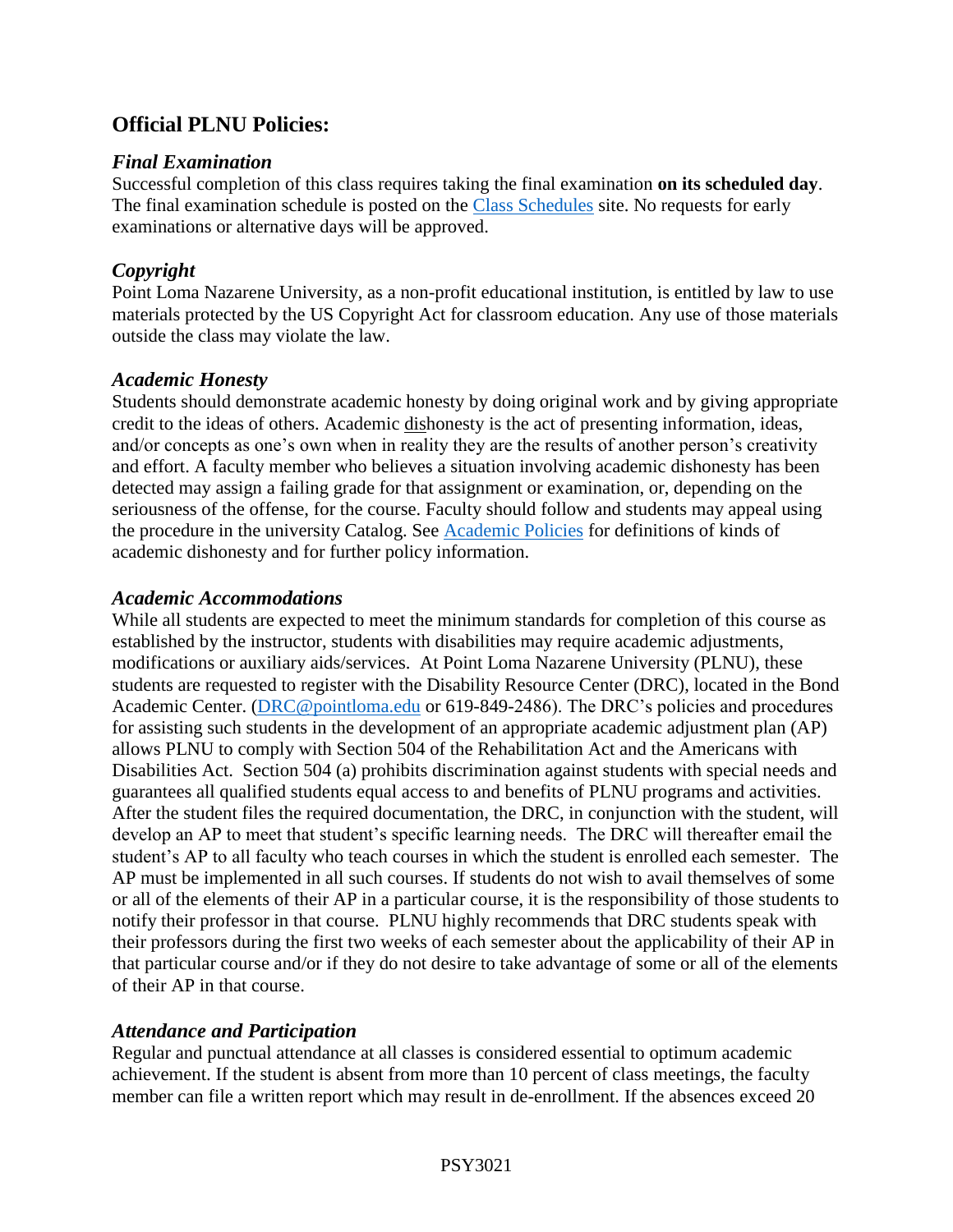## Official PLNU Policies:

### *Final Examination*

Successful completion of this class requires taking the final examination **on its scheduled day**. The final examination schedule is posted on the [Class Schedules](Class Schedules) site. No requests for early examinations or alternative days will be approved.

### *Copyright*

Point Loma Nazarene University, as a non-profit educational institution, is entitled by law to use materials protected by the US Copyright Act for classroom education. Any use of those materials outside the class may violate the law.

### *Academic Honesty*

Students should demonstrate academic honesty by doing original work and by giving appropriate credit to the ideas of others. Academic <u>dis</u>honesty is the act of presenting information, ideas, and/or concepts as one's own when in reality they are the results of another person's creativity and effort. A faculty member who believes a situation involving academic dishonesty has been detected may assign a failing grade for that assignment or examination, or, depending on the seriousness of the offense, for the course. Faculty should follow and students may appeal using the procedure in the university Catalog. See [Academic Policies](Academic Policies) for definitions of kinds of academic dishonesty and for further policy information.

### *Academic Accommodations*

While all students are expected to meet the minimum standards for completion of this course as established by the instructor, students with disabilities may require academic adjustments, modifications or auxiliary aids/services. At Point Loma Nazarene University (PLNU), these students are requested to register with the Disability Resource Center (DRC), located in the Bond Academic Center. ([DRC@pointloma.edu](mailto:DRC@pointloma.edu) or 619-849-2486). The DRC's policies and procedures for assisting such students in the development of an appropriate academic adjustment plan (AP) allows PLNU to comply with Section 504 of the Rehabilitation Act and the Americans with Disabilities Act. Section 504 (a) prohibits discrimination against students with special needs and guarantees all qualified students equal access to and benefits of PLNU programs and activities. After the student files the required documentation, the DRC, in conjunction with the student, will develop an AP to meet that student's specific learning needs. The DRC will thereafter email the student's AP to all faculty who teach courses in which the student is enrolled each semester. The AP must be implemented in all such courses. If students do not wish to avail themselves of some or all of the elements of their AP in a particular course, it is the responsibility of those students to notify their professor in that course. PLNU highly recommends that DRC students speak with their professors during the first two weeks of each semester about the applicability of their AP in that particular course and/or if they do not desire to take advantage of some or all of the elements of their AP in that course.

### *Attendance and Participation*

Regular and punctual attendance at all classes is considered essential to optimum academic achievement. If the student is absent from more than 10 percent of class meetings, the faculty member can file a written report which may result in de-enrollment. If the absences exceed 20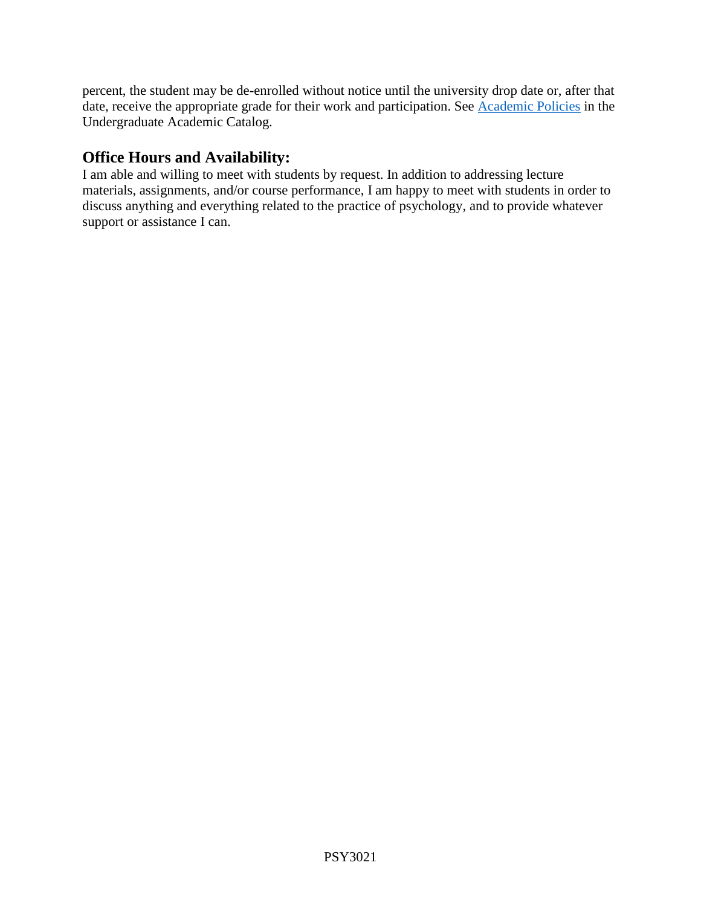percent, the student may be de-enrolled without notice until the university drop date or, after that date, receive the appropriate grade for their work and participation. See [Academic Policies](#) in the Undergraduate Academic Catalog.

## Office Hours and Availability:

I am able and willing to meet with students by request. In addition to addressing lecture materials, assignments, and/or course performance, I am happy to meet with students in order to discuss anything and everything related to the practice of psychology, and to provide whatever support or assistance I can.